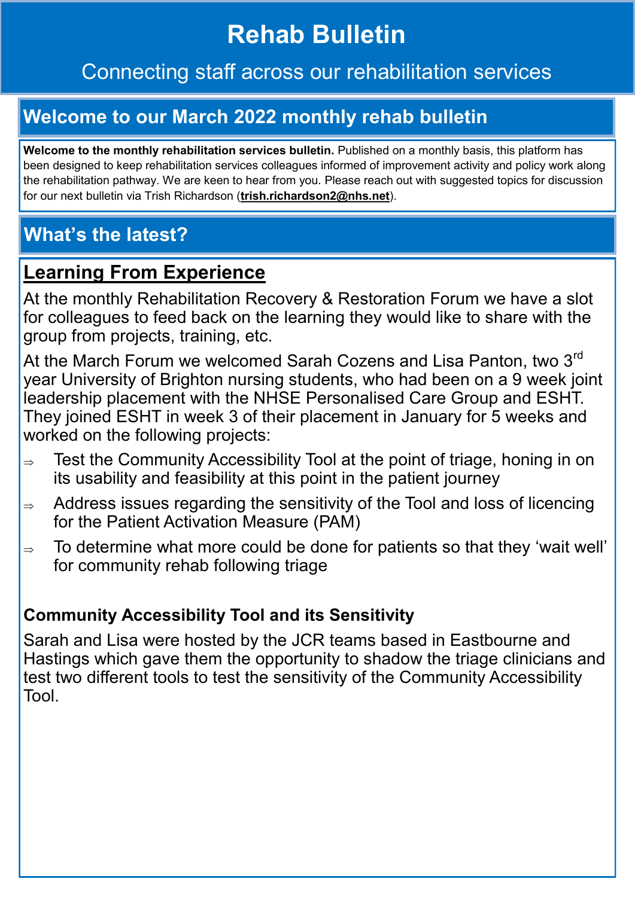# Rehab Bulletin

Connecting staff across our rehabilitation services

## Welcome to our March 2022 monthly rehab bulletin

**Welcome to the monthly rehabilitation services bulletin.** Published on a monthly basis, this platform has been designed to keep rehabilitation services colleagues informed of improvement activity and policy work along the rehabilitation pathway. We are keen to hear from you. Please reach out with suggested topics for discussion for our next bulletin via Trish Richardson (**trish.richardson2@nhs.net**).

## What's the latest?

### Learning From Experience

At the monthly Rehabilitation Recovery & Restoration Forum we have a slot for colleagues to feed back on the learning they would like to share with the group from projects, training, etc.

At the March Forum we welcomed Sarah Cozens and Lisa Panton, two 3rd year University of Brighton nursing students, who had been on a 9 week joint leadership placement with the NHSE Personalised Care Group and ESHT. They joined ESHT in week 3 of their placement in January for 5 weeks and worked on the following projects:

- Test the Community Accessibility Tool at the point of triage, honing in on its usability and feasibility at this point in the patient journey
- Address issues regarding the sensitivity of the Tool and loss of licencing for the Patient Activation Measure (PAM)
- To determine what more could be done for patients so that they 'wait well' for community rehab following triage

#### Community Accessibility Tool and its Sensitivity

Sarah and Lisa were hosted by the JCR teams based in Eastbourne and Hastings which gave them the opportunity to shadow the triage clinicians and test two different tools to test the sensitivity of the Community Accessibility Tool.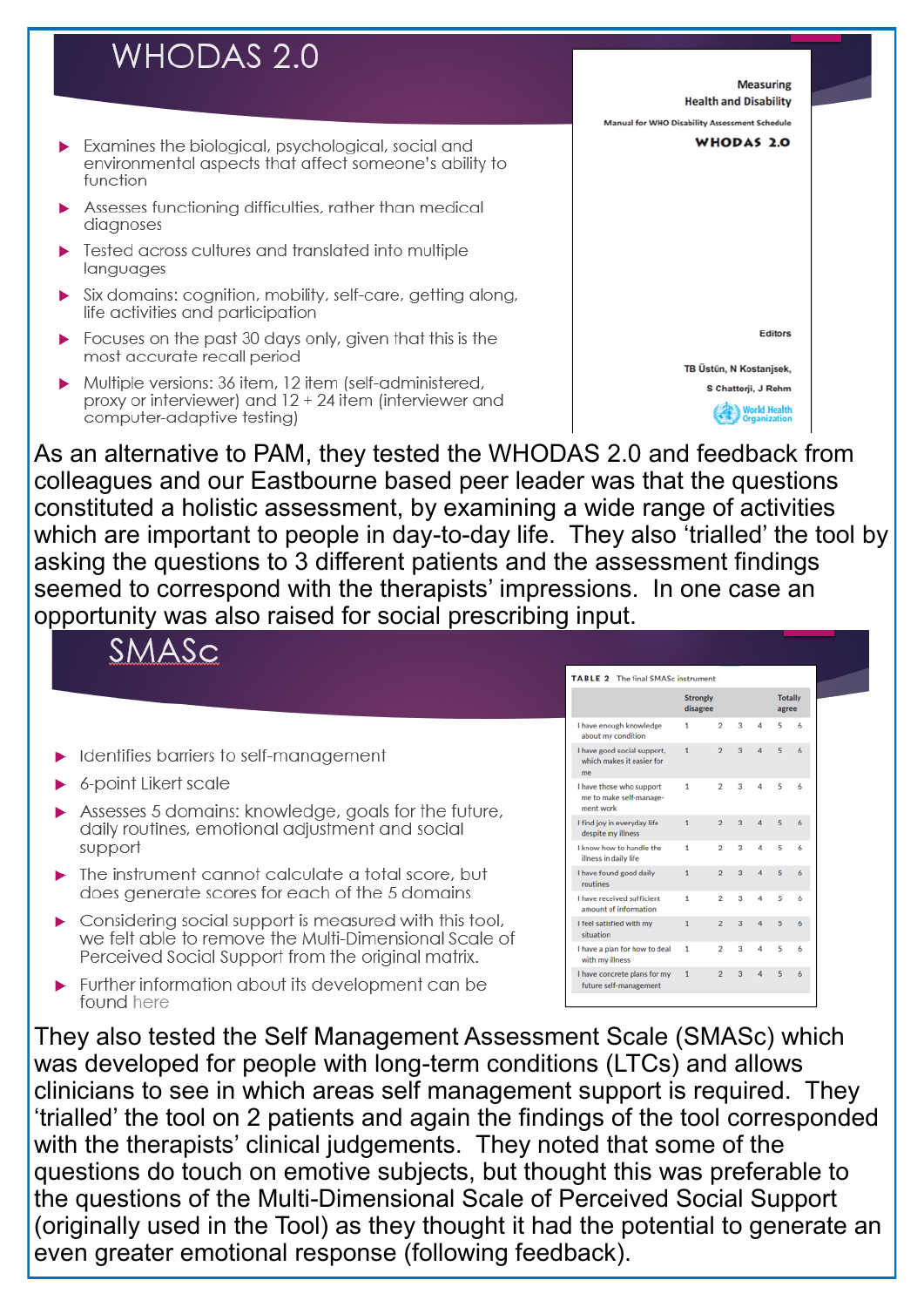## WHODAS 2.0

- Examines the biological, psychological, social and environmental aspects that affect someone's ability to function
- Assesses functioning difficulties, rather than medical diagnoses
- Tested across cultures and translated into multiple languages
- Six domains: cognition, mobility, self-care, getting along, life activities and participation
- Focuses on the past 30 days only, given that this is the most accurate recall period
- Multiple versions: 36 item, 12 item (self-administered, proxy or interviewer) and 12 + 24 item (interviewer and computer-adaptive testing)

Measuring Health and Disability

Manual for WHO Disability Assessment Schedule

**WHODAS 2.0**

Editors

TB Üstün, N Kostanjsek, S Chatterji, J Rehm

World Health Organization

As an alternative to PAM, they tested the WHODAS 2.0 and feedback from colleagues and our Eastbourne based peer leader was that the questions constituted a holistic assessment, by examining a wide range of activities which are important to people in day-to-day life. They also 'trialled' the tool by asking the questions to 3 different patients and the assessment findings seemed to correspond with the therapists' impressions. In one case an opportunity was also raised for social prescribing input.

## SMASc

- Identifies barriers to self-management
- 6-point Likert scale
- Assesses 5 domains: knowledge, goals for the future, daily routines, emotional adjustment and social support
- The instrument cannot calculate a total score, but does generate scores for each of the 5 domains
- Considering social support is measured with this tool, we felt able to remove the Multi-Dimensional Scale of Perceived Social Support from the original matrix.
- Further information about its development can be found here

**TABLE 2** The final SMASc instrument

| | Strongly disagree | | | | | Totally agree |
|---|---|---|---|---|---|---|
| I have enough knowledge about my condition | 1 | 2 | 3 | 4 | 5 | 6 |
| I have good social support, which makes it easier for me | 1 | 2 | 3 | 4 | 5 | 6 |
| I have those who support me to make self-management work | 1 | 2 | 3 | 4 | 5 | 6 |
| I find joy in everyday life despite my illness | 1 | 2 | 3 | 4 | 5 | 6 |
| I know how to handle the illness in daily life | 1 | 2 | 3 | 4 | 5 | 6 |
| I have found good daily routines | 1 | 2 | 3 | 4 | 5 | 6 |
| I have received sufficient amount of information | 1 | 2 | 3 | 4 | 5 | 6 |
| I feel satisfied with my situation | 1 | 2 | 3 | 4 | 5 | 6 |
| I have a plan for how to deal with my illness | 1 | 2 | 3 | 4 | 5 | 6 |
| I have concrete plans for my future self-management | 1 | 2 | 3 | 4 | 5 | 6 |

They also tested the Self Management Assessment Scale (SMASc) which was developed for people with long-term conditions (LTCs) and allows clinicians to see in which areas self management support is required. They 'trialled' the tool on 2 patients and again the findings of the tool corresponded with the therapists' clinical judgements. They noted that some of the questions do touch on emotive subjects, but thought this was preferable to the questions of the Multi-Dimensional Scale of Perceived Social Support (originally used in the Tool) as they thought it had the potential to generate an even greater emotional response (following feedback).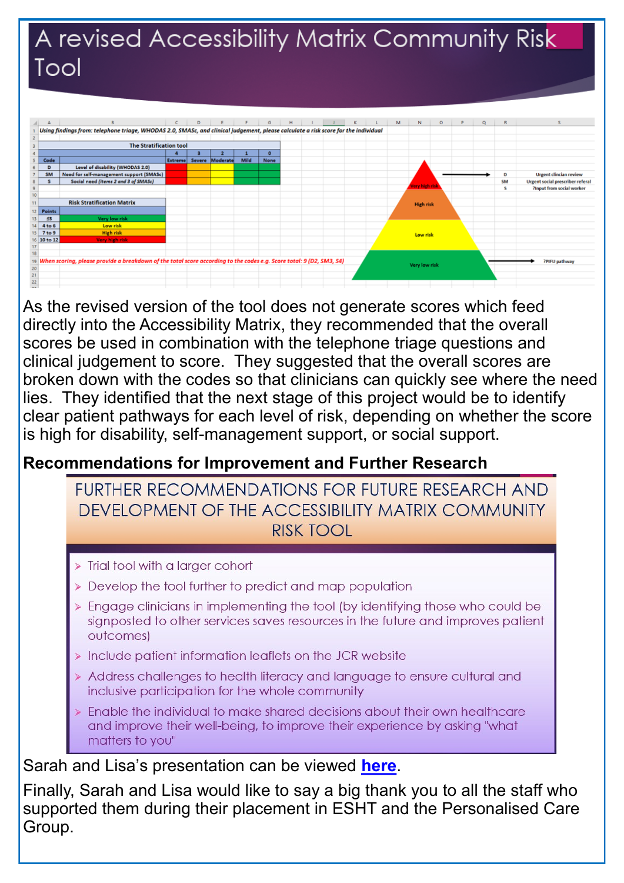# A revised Accessibility Matrix Community Risk Tool

Using findings from: telephone triage, WHODAS 2.0, SMASc, and clinical judgement, please calculate a risk score for the individual

The Stratification tool

| Code | | 4 | 3 | 2 | 1 | 0 |
|---|---|---|---|---|---|---|
| | | Extreme | Severe | Moderate | Mild | None |
| D | Level of disability (WHODAS 2.0) | | | | | |
| SM | Need for self-management support (SMASc) | | | | | |
| S | Social need (items 2 and 3 of SMASc) | | | | | |

Risk Stratification Matrix

| Points | |
|---|---|
| ≤3 | Very low risk |
| 4 to 6 | Low risk |
| 7 to 9 | High risk |
| 10 to 12 | Very high risk |

When scoring, please provide a breakdown of the total score according to the codes e.g. Score total: 9 (D2, SM3, S4)

Very high risk
High risk
Low risk
Very low risk

D Urgent clinician review
SM Urgent social prescriber referral
S ?Input from social worker

?PIFU pathway

As the revised version of the tool does not generate scores which feed directly into the Accessibility Matrix, they recommended that the overall scores be used in combination with the telephone triage questions and clinical judgement to score. They suggested that the overall scores are broken down with the codes so that clinicians can quickly see where the need lies. They identified that the next stage of this project would be to identify clear patient pathways for each level of risk, depending on whether the score is high for disability, self-management support, or social support.

**Recommendations for Improvement and Further Research**

FURTHER RECOMMENDATIONS FOR FUTURE RESEARCH AND DEVELOPMENT OF THE ACCESSIBILITY MATRIX COMMUNITY RISK TOOL

- Trial tool with a larger cohort
- Develop the tool further to predict and map population
- Engage clinicians in implementing the tool (by identifying those who could be signposted to other services saves resources in the future and improves patient outcomes)
- Include patient information leaflets on the JCR website
- Address challenges to health literacy and language to ensure cultural and inclusive participation for the whole community
- Enable the individual to make shared decisions about their own healthcare and improve their well-being, to improve their experience by asking "what matters to you"

Sarah and Lisa's presentation can be viewed **here**.

Finally, Sarah and Lisa would like to say a big thank you to all the staff who supported them during their placement in ESHT and the Personalised Care Group.